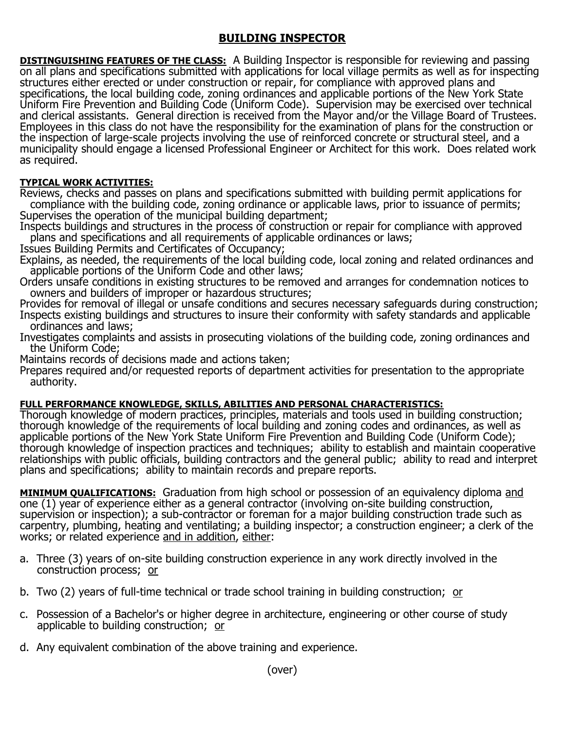# BUILDING INSPECTOR

**DISTINGUISHING FEATURES OF THE CLASS:** A Building Inspector is responsible for reviewing and passing on all plans and specifications submitted with applications for local village permits as well as for inspecting structures either erected or under construction or repair, for compliance with approved plans and specifications, the local building code, zoning ordinances and applicable portions of the New York State Uniform Fire Prevention and Building Code (Uniform Code). Supervision may be exercised over technical and clerical assistants. General direction is received from the Mayor and/or the Village Board of Trustees. Employees in this class do not have the responsibility for the examination of plans for the construction or the inspection of large-scale projects involving the use of reinforced concrete or structural steel, and a municipality should engage a licensed Professional Engineer or Architect for this work. Does related work as required.

**TYPICAL WORK ACTIVITIES:**

Reviews, checks and passes on plans and specifications submitted with building permit applications for compliance with the building code, zoning ordinance or applicable laws, prior to issuance of permits;
Supervises the operation of the municipal building department;
Inspects buildings and structures in the process of construction or repair for compliance with approved plans and specifications and all requirements of applicable ordinances or laws;
Issues Building Permits and Certificates of Occupancy;
Explains, as needed, the requirements of the local building code, local zoning and related ordinances and applicable portions of the Uniform Code and other laws;
Orders unsafe conditions in existing structures to be removed and arranges for condemnation notices to owners and builders of improper or hazardous structures;
Provides for removal of illegal or unsafe conditions and secures necessary safeguards during construction;
Inspects existing buildings and structures to insure their conformity with safety standards and applicable ordinances and laws;
Investigates complaints and assists in prosecuting violations of the building code, zoning ordinances and the Uniform Code;
Maintains records of decisions made and actions taken;
Prepares required and/or requested reports of department activities for presentation to the appropriate authority.

**FULL PERFORMANCE KNOWLEDGE, SKILLS, ABILITIES AND PERSONAL CHARACTERISTICS:**
Thorough knowledge of modern practices, principles, materials and tools used in building construction; thorough knowledge of the requirements of local building and zoning codes and ordinances, as well as applicable portions of the New York State Uniform Fire Prevention and Building Code (Uniform Code); thorough knowledge of inspection practices and techniques; ability to establish and maintain cooperative relationships with public officials, building contractors and the general public; ability to read and interpret plans and specifications; ability to maintain records and prepare reports.

**MINIMUM QUALIFICATIONS:** Graduation from high school or possession of an equivalency diploma and one (1) year of experience either as a general contractor (involving on-site building construction, supervision or inspection); a sub-contractor or foreman for a major building construction trade such as carpentry, plumbing, heating and ventilating; a building inspector; a construction engineer; a clerk of the works; or related experience and in addition, either:

a. Three (3) years of on-site building construction experience in any work directly involved in the construction process; or

b. Two (2) years of full-time technical or trade school training in building construction; or

c. Possession of a Bachelor's or higher degree in architecture, engineering or other course of study applicable to building construction; or

d. Any equivalent combination of the above training and experience.

(over)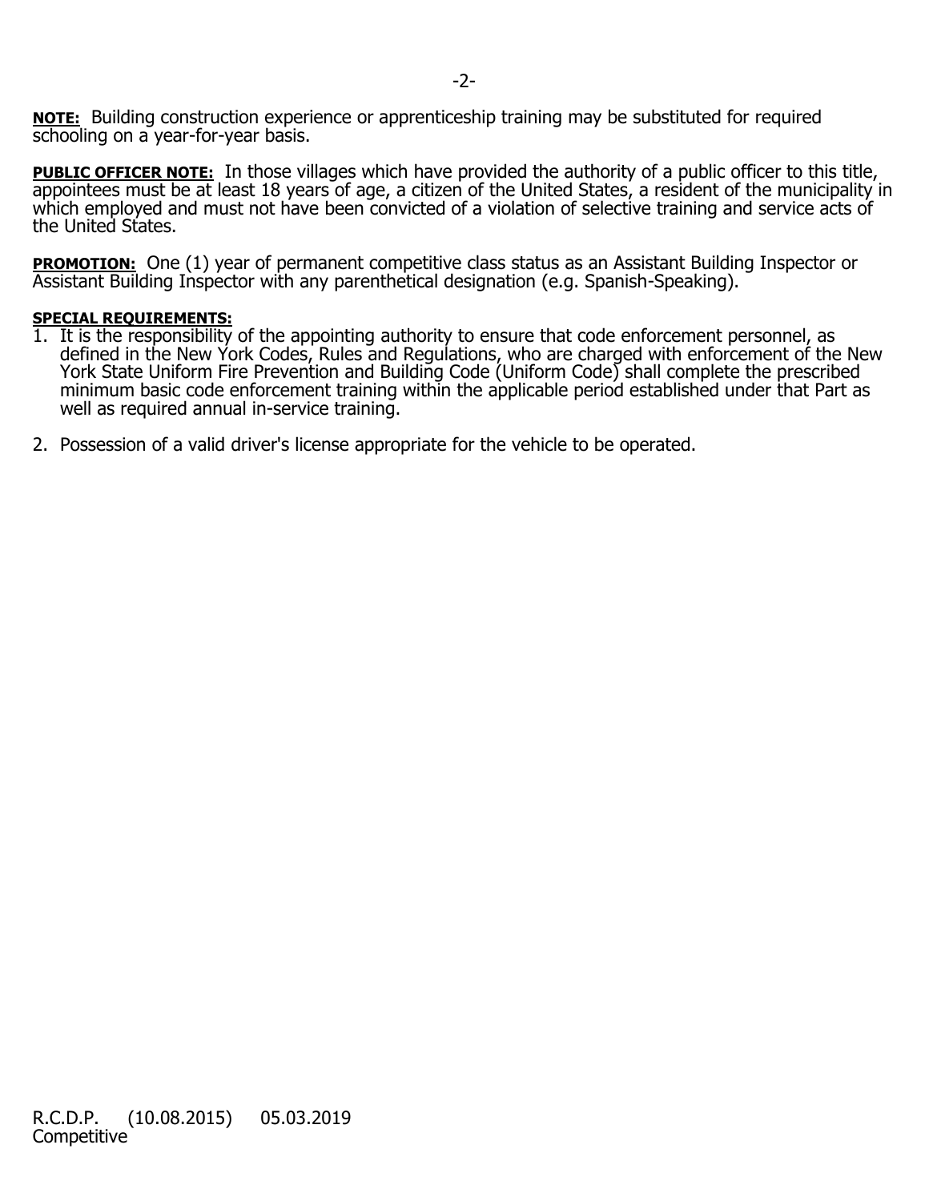**NOTE:** Building construction experience or apprenticeship training may be substituted for required schooling on a year-for-year basis.

**PUBLIC OFFICER NOTE:** In those villages which have provided the authority of a public officer to this title, appointees must be at least 18 years of age, a citizen of the United States, a resident of the municipality in which employed and must not have been convicted of a violation of selective training and service acts of the United States.

**PROMOTION:** One (1) year of permanent competitive class status as an Assistant Building Inspector or Assistant Building Inspector with any parenthetical designation (e.g. Spanish-Speaking).

**SPECIAL REQUIREMENTS:**

1. It is the responsibility of the appointing authority to ensure that code enforcement personnel, as defined in the New York Codes, Rules and Regulations, who are charged with enforcement of the New York State Uniform Fire Prevention and Building Code (Uniform Code) shall complete the prescribed minimum basic code enforcement training within the applicable period established under that Part as well as required annual in-service training.
2. Possession of a valid driver's license appropriate for the vehicle to be operated.

R.C.D.P. (10.08.2015) 05.03.2019
Competitive